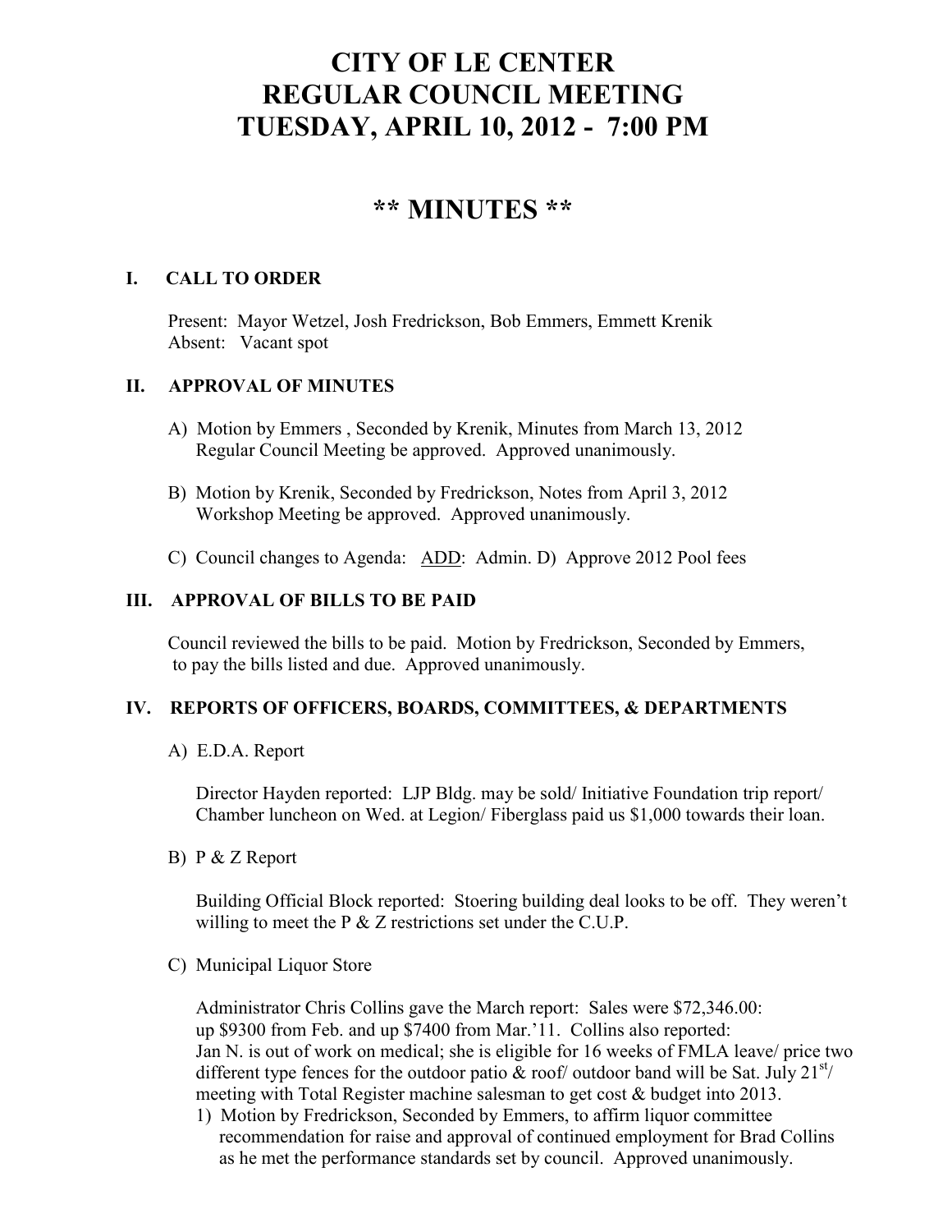# CITY OF LE CENTER
# REGULAR COUNCIL MEETING
# TUESDAY, APRIL 10, 2012 - 7:00 PM

## ** MINUTES **

### I. CALL TO ORDER

Present: Mayor Wetzel, Josh Fredrickson, Bob Emmers, Emmett Krenik
Absent: Vacant spot

### II. APPROVAL OF MINUTES

A) Motion by Emmers , Seconded by Krenik, Minutes from March 13, 2012 Regular Council Meeting be approved. Approved unanimously.

B) Motion by Krenik, Seconded by Fredrickson, Notes from April 3, 2012 Workshop Meeting be approved. Approved unanimously.

C) Council changes to Agenda: <u>ADD</u>: Admin. D) Approve 2012 Pool fees

### III. APPROVAL OF BILLS TO BE PAID

Council reviewed the bills to be paid. Motion by Fredrickson, Seconded by Emmers, to pay the bills listed and due. Approved unanimously.

### IV. REPORTS OF OFFICERS, BOARDS, COMMITTEES, & DEPARTMENTS

A) E.D.A. Report

Director Hayden reported: LJP Bldg. may be sold/ Initiative Foundation trip report/ Chamber luncheon on Wed. at Legion/ Fiberglass paid us $1,000 towards their loan.

B) P & Z Report

Building Official Block reported: Stoering building deal looks to be off. They weren't willing to meet the P & Z restrictions set under the C.U.P.

C) Municipal Liquor Store

Administrator Chris Collins gave the March report: Sales were $72,346.00: up $9300 from Feb. and up $7400 from Mar.'11. Collins also reported: Jan N. is out of work on medical; she is eligible for 16 weeks of FMLA leave/ price two different type fences for the outdoor patio & roof/ outdoor band will be Sat. July 21st/ meeting with Total Register machine salesman to get cost & budget into 2013.

1) Motion by Fredrickson, Seconded by Emmers, to affirm liquor committee recommendation for raise and approval of continued employment for Brad Collins as he met the performance standards set by council. Approved unanimously.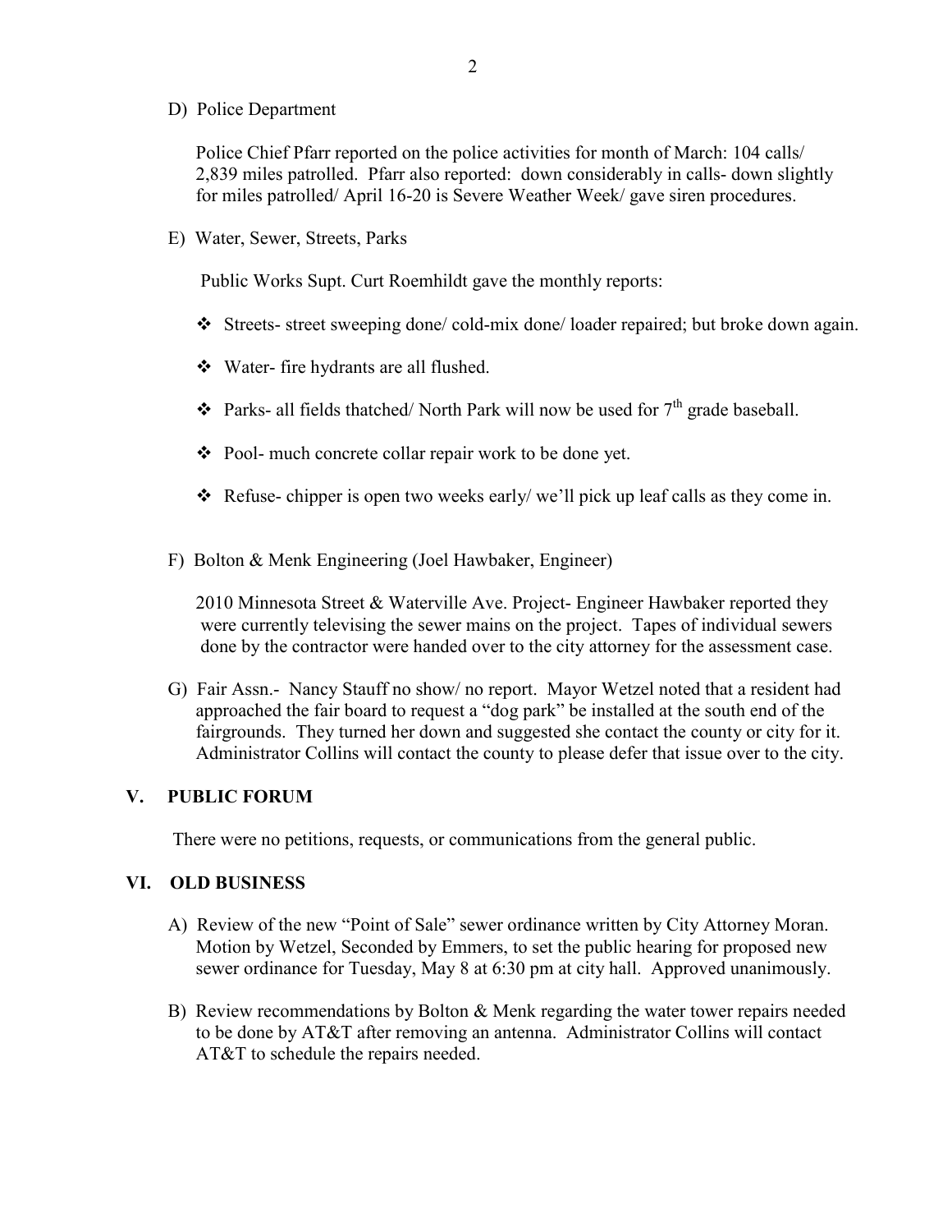D) Police Department

Police Chief Pfarr reported on the police activities for month of March: 104 calls/ 2,839 miles patrolled. Pfarr also reported: down considerably in calls- down slightly for miles patrolled/ April 16-20 is Severe Weather Week/ gave siren procedures.

E) Water, Sewer, Streets, Parks

Public Works Supt. Curt Roemhildt gave the monthly reports:

- Streets- street sweeping done/ cold-mix done/ loader repaired; but broke down again.
- Water- fire hydrants are all flushed.
- Parks- all fields thatched/ North Park will now be used for 7th grade baseball.
- Pool- much concrete collar repair work to be done yet.
- Refuse- chipper is open two weeks early/ we'll pick up leaf calls as they come in.

F) Bolton & Menk Engineering (Joel Hawbaker, Engineer)

2010 Minnesota Street & Waterville Ave. Project- Engineer Hawbaker reported they were currently televising the sewer mains on the project. Tapes of individual sewers done by the contractor were handed over to the city attorney for the assessment case.

G) Fair Assn.- Nancy Stauff no show/ no report. Mayor Wetzel noted that a resident had approached the fair board to request a "dog park" be installed at the south end of the fairgrounds. They turned her down and suggested she contact the county or city for it. Administrator Collins will contact the county to please defer that issue over to the city.

## V. PUBLIC FORUM

There were no petitions, requests, or communications from the general public.

## VI. OLD BUSINESS

A) Review of the new "Point of Sale" sewer ordinance written by City Attorney Moran. Motion by Wetzel, Seconded by Emmers, to set the public hearing for proposed new sewer ordinance for Tuesday, May 8 at 6:30 pm at city hall. Approved unanimously.

B) Review recommendations by Bolton & Menk regarding the water tower repairs needed to be done by AT&T after removing an antenna. Administrator Collins will contact AT&T to schedule the repairs needed.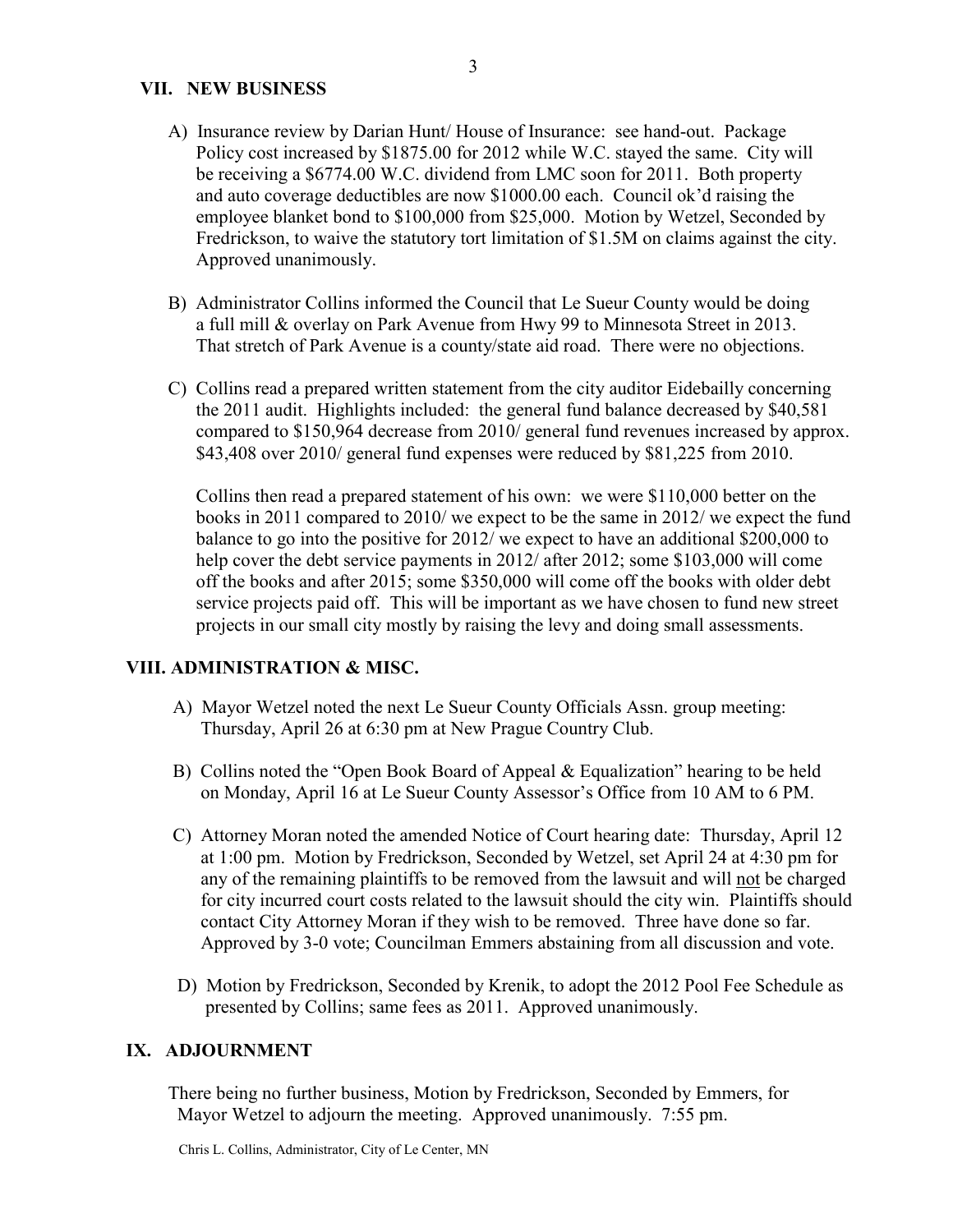## VII. NEW BUSINESS

A) Insurance review by Darian Hunt/ House of Insurance: see hand-out. Package Policy cost increased by $1875.00 for 2012 while W.C. stayed the same. City will be receiving a $6774.00 W.C. dividend from LMC soon for 2011. Both property and auto coverage deductibles are now $1000.00 each. Council ok'd raising the employee blanket bond to $100,000 from $25,000. Motion by Wetzel, Seconded by Fredrickson, to waive the statutory tort limitation of $1.5M on claims against the city. Approved unanimously.

B) Administrator Collins informed the Council that Le Sueur County would be doing a full mill & overlay on Park Avenue from Hwy 99 to Minnesota Street in 2013. That stretch of Park Avenue is a county/state aid road. There were no objections.

C) Collins read a prepared written statement from the city auditor Eidebailly concerning the 2011 audit. Highlights included: the general fund balance decreased by $40,581 compared to $150,964 decrease from 2010/ general fund revenues increased by approx. $43,408 over 2010/ general fund expenses were reduced by $81,225 from 2010.

Collins then read a prepared statement of his own: we were $110,000 better on the books in 2011 compared to 2010/ we expect to be the same in 2012/ we expect the fund balance to go into the positive for 2012/ we expect to have an additional $200,000 to help cover the debt service payments in 2012/ after 2012; some $103,000 will come off the books and after 2015; some $350,000 will come off the books with older debt service projects paid off. This will be important as we have chosen to fund new street projects in our small city mostly by raising the levy and doing small assessments.

## VIII. ADMINISTRATION & MISC.

A) Mayor Wetzel noted the next Le Sueur County Officials Assn. group meeting: Thursday, April 26 at 6:30 pm at New Prague Country Club.

B) Collins noted the "Open Book Board of Appeal & Equalization" hearing to be held on Monday, April 16 at Le Sueur County Assessor's Office from 10 AM to 6 PM.

C) Attorney Moran noted the amended Notice of Court hearing date: Thursday, April 12 at 1:00 pm. Motion by Fredrickson, Seconded by Wetzel, set April 24 at 4:30 pm for any of the remaining plaintiffs to be removed from the lawsuit and will not be charged for city incurred court costs related to the lawsuit should the city win. Plaintiffs should contact City Attorney Moran if they wish to be removed. Three have done so far. Approved by 3-0 vote; Councilman Emmers abstaining from all discussion and vote.

D) Motion by Fredrickson, Seconded by Krenik, to adopt the 2012 Pool Fee Schedule as presented by Collins; same fees as 2011. Approved unanimously.

## IX. ADJOURNMENT

There being no further business, Motion by Fredrickson, Seconded by Emmers, for Mayor Wetzel to adjourn the meeting. Approved unanimously. 7:55 pm.

Chris L. Collins, Administrator, City of Le Center, MN